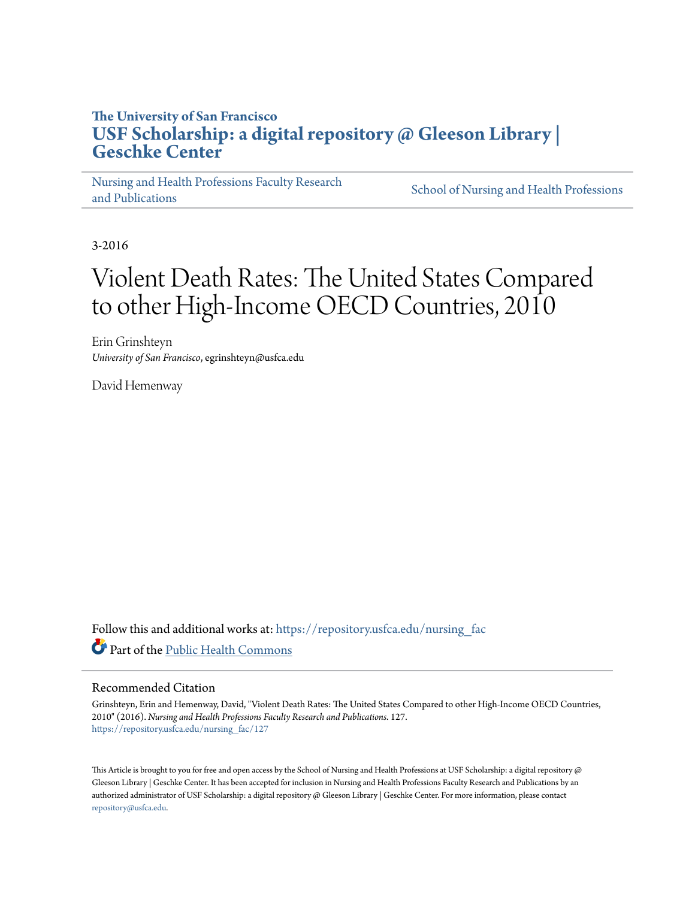The University of San Francisco

**USF Scholarship: a digital repository @ Gleeson Library | Geschke Center**

Nursing and Health Professions Faculty Research and Publications | School of Nursing and Health Professions

3-2016

# Violent Death Rates: The United States Compared to other High-Income OECD Countries, 2010

Erin Grinshteyn
*University of San Francisco*, egrinshteyn@usfca.edu

David Hemenway

Follow this and additional works at: https://repository.usfca.edu/nursing_fac

Part of the Public Health Commons

## Recommended Citation

Grinshteyn, Erin and Hemenway, David, "Violent Death Rates: The United States Compared to other High-Income OECD Countries, 2010" (2016). *Nursing and Health Professions Faculty Research and Publications*. 127.
https://repository.usfca.edu/nursing_fac/127

This Article is brought to you for free and open access by the School of Nursing and Health Professions at USF Scholarship: a digital repository @ Gleeson Library | Geschke Center. It has been accepted for inclusion in Nursing and Health Professions Faculty Research and Publications by an authorized administrator of USF Scholarship: a digital repository @ Gleeson Library | Geschke Center. For more information, please contact repository@usfca.edu.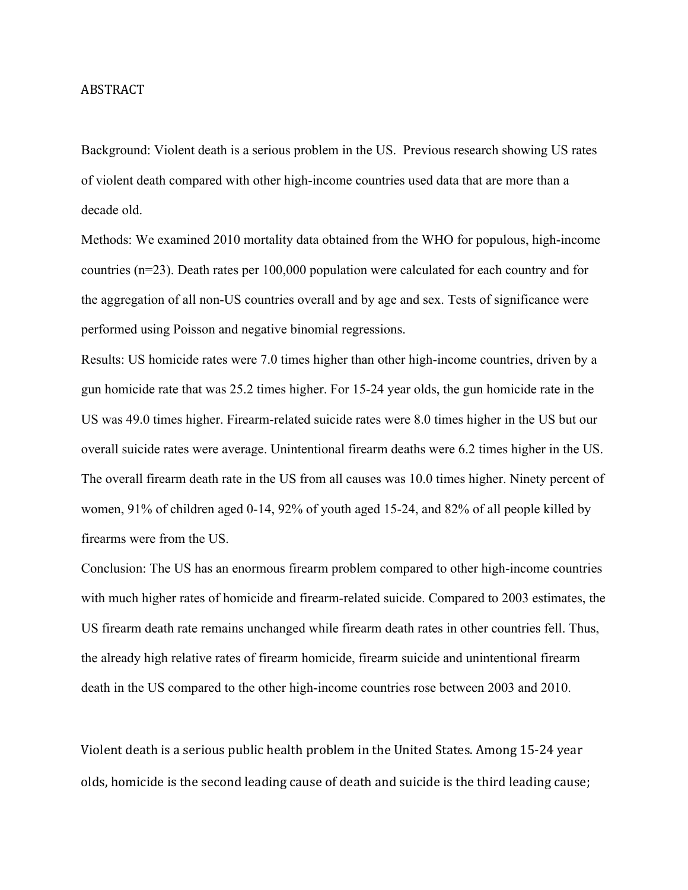ABSTRACT

Background: Violent death is a serious problem in the US. Previous research showing US rates of violent death compared with other high-income countries used data that are more than a decade old.

Methods: We examined 2010 mortality data obtained from the WHO for populous, high-income countries (n=23). Death rates per 100,000 population were calculated for each country and for the aggregation of all non-US countries overall and by age and sex. Tests of significance were performed using Poisson and negative binomial regressions.

Results: US homicide rates were 7.0 times higher than other high-income countries, driven by a gun homicide rate that was 25.2 times higher. For 15-24 year olds, the gun homicide rate in the US was 49.0 times higher. Firearm-related suicide rates were 8.0 times higher in the US but our overall suicide rates were average. Unintentional firearm deaths were 6.2 times higher in the US. The overall firearm death rate in the US from all causes was 10.0 times higher. Ninety percent of women, 91% of children aged 0-14, 92% of youth aged 15-24, and 82% of all people killed by firearms were from the US.

Conclusion: The US has an enormous firearm problem compared to other high-income countries with much higher rates of homicide and firearm-related suicide. Compared to 2003 estimates, the US firearm death rate remains unchanged while firearm death rates in other countries fell. Thus, the already high relative rates of firearm homicide, firearm suicide and unintentional firearm death in the US compared to the other high-income countries rose between 2003 and 2010.

Violent death is a serious public health problem in the United States. Among 15-24 year olds, homicide is the second leading cause of death and suicide is the third leading cause;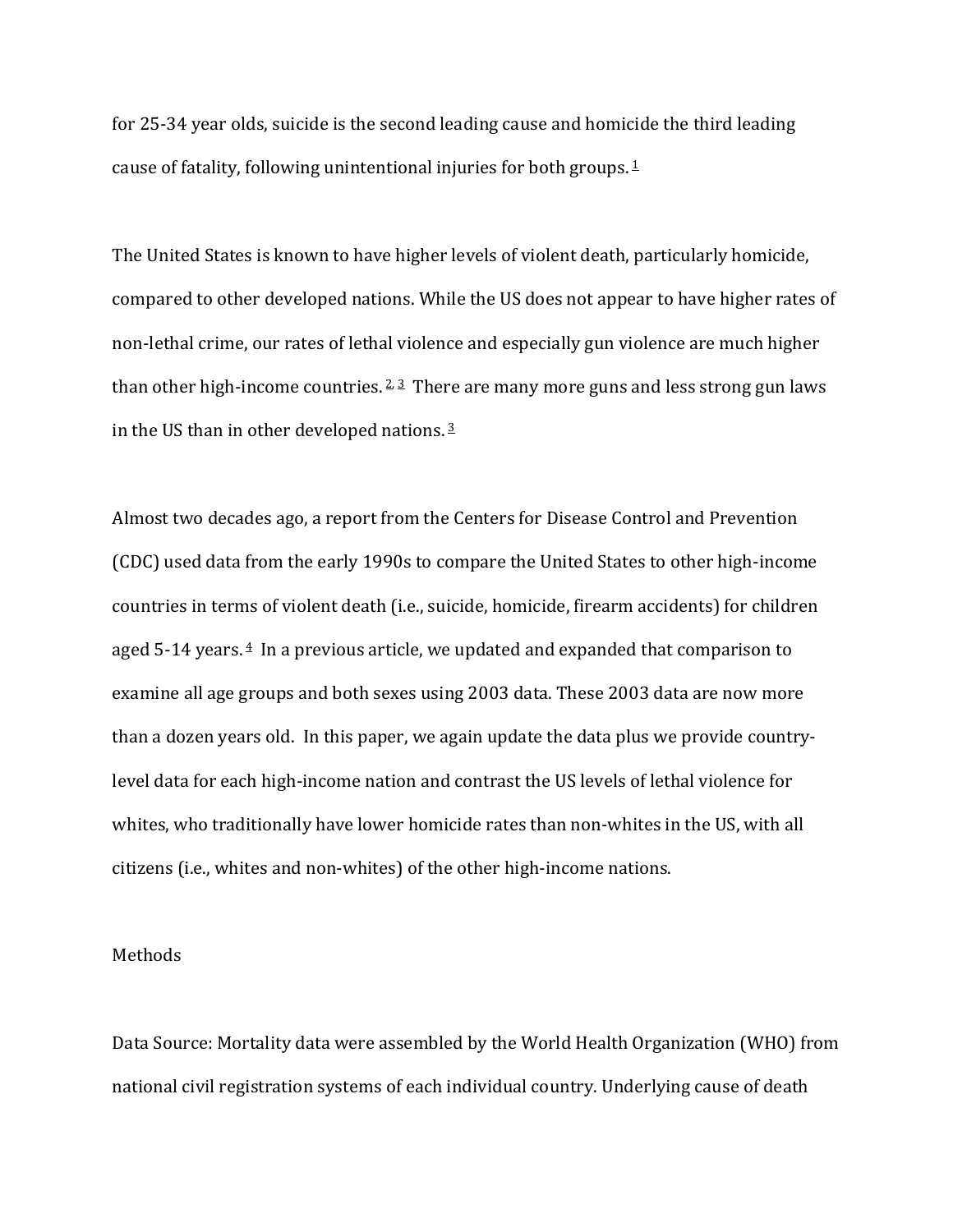for 25-34 year olds, suicide is the second leading cause and homicide the third leading cause of fatality, following unintentional injuries for both groups.[1]

The United States is known to have higher levels of violent death, particularly homicide, compared to other developed nations. While the US does not appear to have higher rates of non-lethal crime, our rates of lethal violence and especially gun violence are much higher than other high-income countries.[2,3] There are many more guns and less strong gun laws in the US than in other developed nations.[3]

Almost two decades ago, a report from the Centers for Disease Control and Prevention (CDC) used data from the early 1990s to compare the United States to other high-income countries in terms of violent death (i.e., suicide, homicide, firearm accidents) for children aged 5-14 years.[4] In a previous article, we updated and expanded that comparison to examine all age groups and both sexes using 2003 data. These 2003 data are now more than a dozen years old. In this paper, we again update the data plus we provide country-level data for each high-income nation and contrast the US levels of lethal violence for whites, who traditionally have lower homicide rates than non-whites in the US, with all citizens (i.e., whites and non-whites) of the other high-income nations.

## Methods

Data Source: Mortality data were assembled by the World Health Organization (WHO) from national civil registration systems of each individual country. Underlying cause of death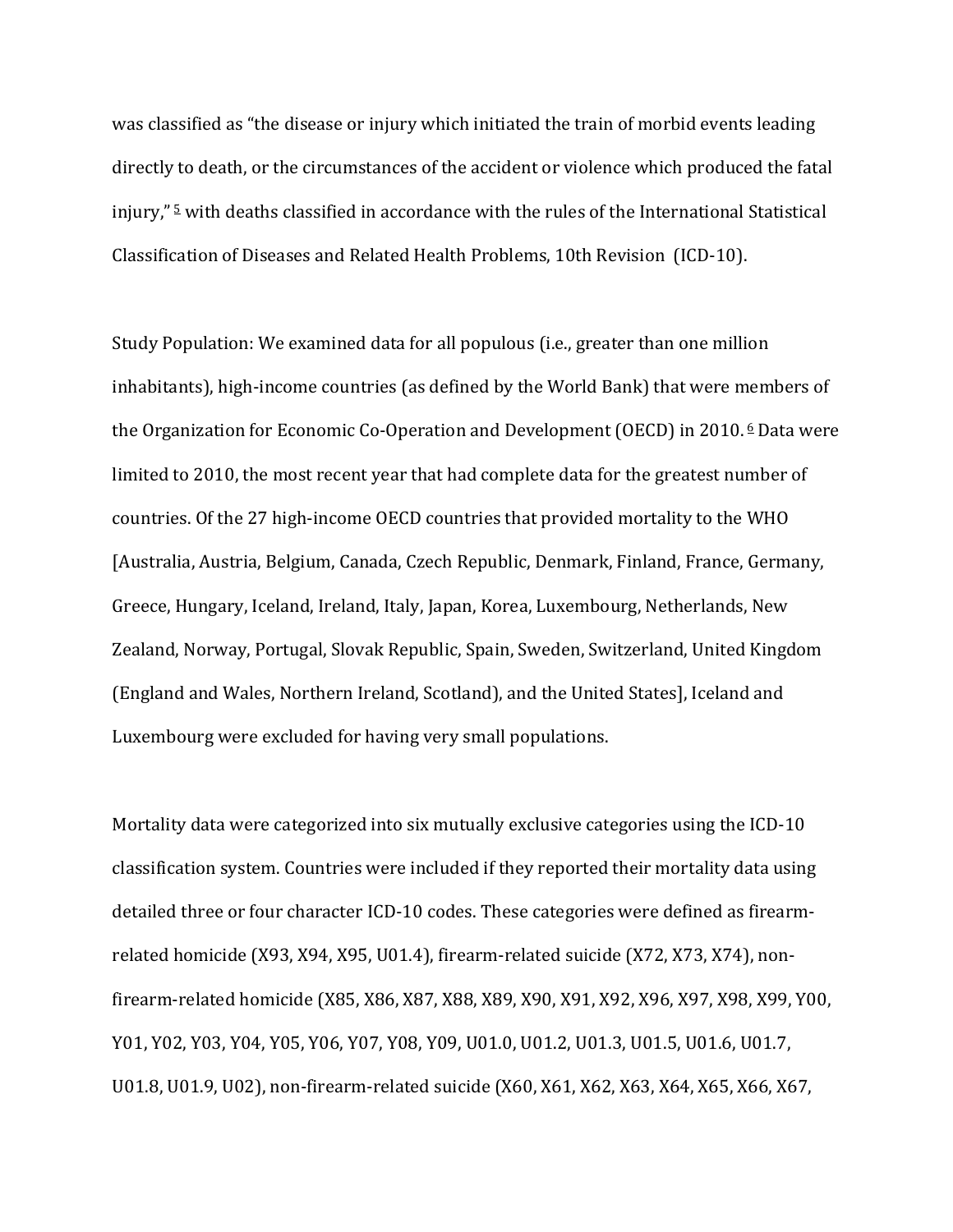was classified as "the disease or injury which initiated the train of morbid events leading directly to death, or the circumstances of the accident or violence which produced the fatal injury," [5] with deaths classified in accordance with the rules of the International Statistical Classification of Diseases and Related Health Problems, 10th Revision (ICD-10).

Study Population: We examined data for all populous (i.e., greater than one million inhabitants), high-income countries (as defined by the World Bank) that were members of the Organization for Economic Co-Operation and Development (OECD) in 2010. [6] Data were limited to 2010, the most recent year that had complete data for the greatest number of countries. Of the 27 high-income OECD countries that provided mortality to the WHO [Australia, Austria, Belgium, Canada, Czech Republic, Denmark, Finland, France, Germany, Greece, Hungary, Iceland, Ireland, Italy, Japan, Korea, Luxembourg, Netherlands, New Zealand, Norway, Portugal, Slovak Republic, Spain, Sweden, Switzerland, United Kingdom (England and Wales, Northern Ireland, Scotland), and the United States], Iceland and Luxembourg were excluded for having very small populations.

Mortality data were categorized into six mutually exclusive categories using the ICD-10 classification system. Countries were included if they reported their mortality data using detailed three or four character ICD-10 codes. These categories were defined as firearm-related homicide (X93, X94, X95, U01.4), firearm-related suicide (X72, X73, X74), non-firearm-related homicide (X85, X86, X87, X88, X89, X90, X91, X92, X96, X97, X98, X99, Y00, Y01, Y02, Y03, Y04, Y05, Y06, Y07, Y08, Y09, U01.0, U01.2, U01.3, U01.5, U01.6, U01.7, U01.8, U01.9, U02), non-firearm-related suicide (X60, X61, X62, X63, X64, X65, X66, X67,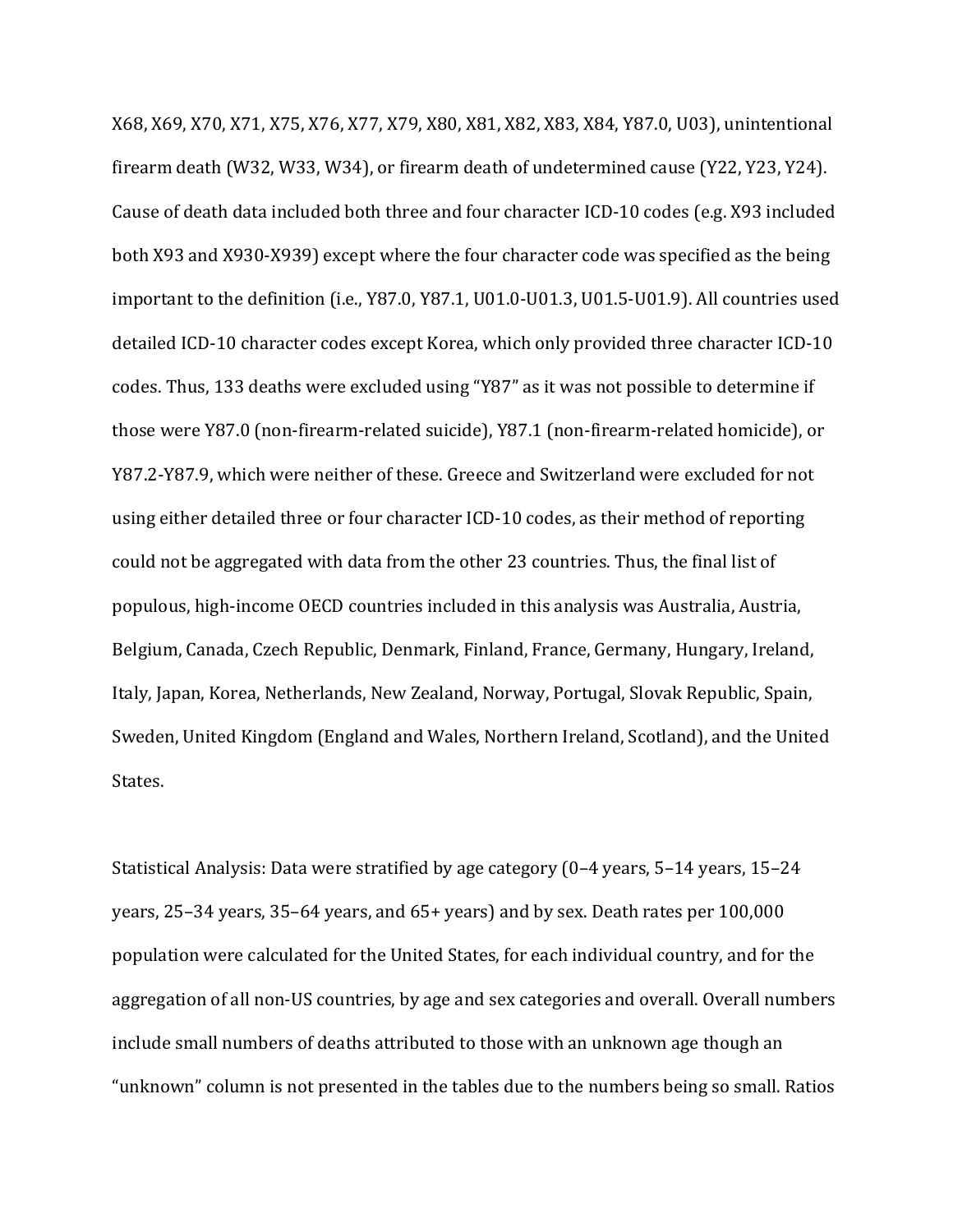X68, X69, X70, X71, X75, X76, X77, X79, X80, X81, X82, X83, X84, Y87.0, U03), unintentional firearm death (W32, W33, W34), or firearm death of undetermined cause (Y22, Y23, Y24). Cause of death data included both three and four character ICD-10 codes (e.g. X93 included both X93 and X930-X939) except where the four character code was specified as the being important to the definition (i.e., Y87.0, Y87.1, U01.0-U01.3, U01.5-U01.9). All countries used detailed ICD-10 character codes except Korea, which only provided three character ICD-10 codes. Thus, 133 deaths were excluded using "Y87" as it was not possible to determine if those were Y87.0 (non-firearm-related suicide), Y87.1 (non-firearm-related homicide), or Y87.2-Y87.9, which were neither of these. Greece and Switzerland were excluded for not using either detailed three or four character ICD-10 codes, as their method of reporting could not be aggregated with data from the other 23 countries. Thus, the final list of populous, high-income OECD countries included in this analysis was Australia, Austria, Belgium, Canada, Czech Republic, Denmark, Finland, France, Germany, Hungary, Ireland, Italy, Japan, Korea, Netherlands, New Zealand, Norway, Portugal, Slovak Republic, Spain, Sweden, United Kingdom (England and Wales, Northern Ireland, Scotland), and the United States.

Statistical Analysis: Data were stratified by age category (0–4 years, 5–14 years, 15–24 years, 25–34 years, 35–64 years, and 65+ years) and by sex. Death rates per 100,000 population were calculated for the United States, for each individual country, and for the aggregation of all non-US countries, by age and sex categories and overall. Overall numbers include small numbers of deaths attributed to those with an unknown age though an "unknown" column is not presented in the tables due to the numbers being so small. Ratios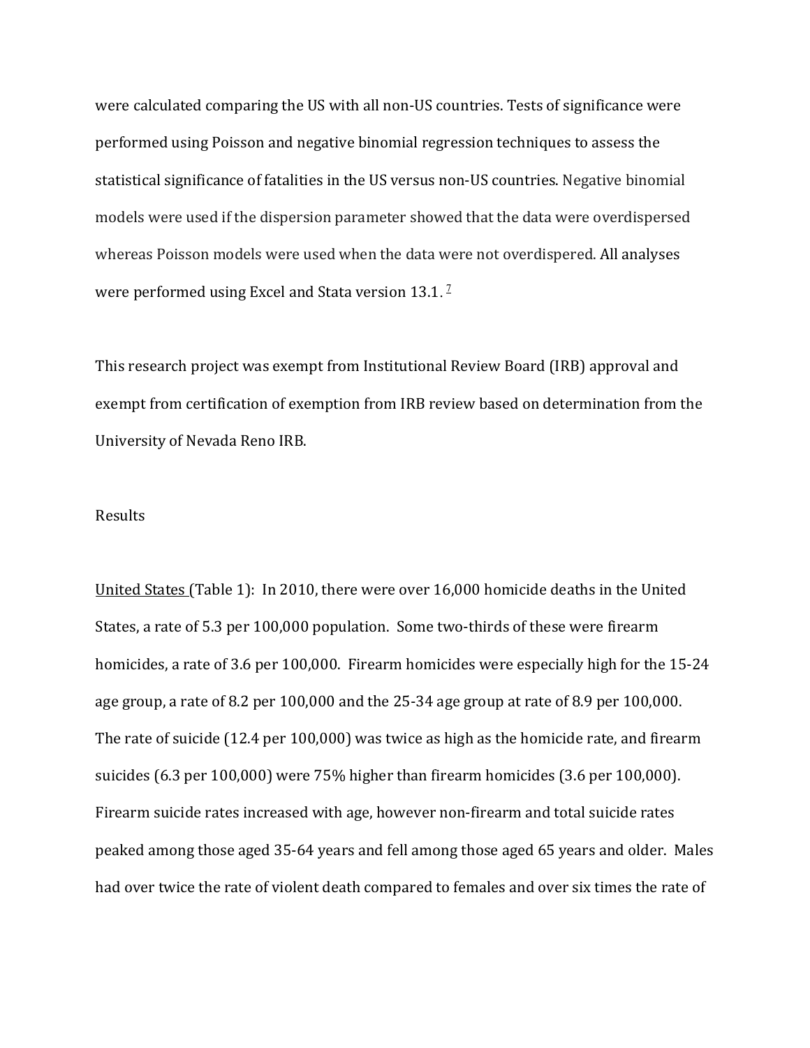were calculated comparing the US with all non-US countries. Tests of significance were performed using Poisson and negative binomial regression techniques to assess the statistical significance of fatalities in the US versus non-US countries. Negative binomial models were used if the dispersion parameter showed that the data were overdispersed whereas Poisson models were used when the data were not overdispered. All analyses were performed using Excel and Stata version 13.1. [7]

This research project was exempt from Institutional Review Board (IRB) approval and exempt from certification of exemption from IRB review based on determination from the University of Nevada Reno IRB.

## Results

United States (Table 1): In 2010, there were over 16,000 homicide deaths in the United States, a rate of 5.3 per 100,000 population. Some two-thirds of these were firearm homicides, a rate of 3.6 per 100,000. Firearm homicides were especially high for the 15-24 age group, a rate of 8.2 per 100,000 and the 25-34 age group at rate of 8.9 per 100,000. The rate of suicide (12.4 per 100,000) was twice as high as the homicide rate, and firearm suicides (6.3 per 100,000) were 75% higher than firearm homicides (3.6 per 100,000). Firearm suicide rates increased with age, however non-firearm and total suicide rates peaked among those aged 35-64 years and fell among those aged 65 years and older. Males had over twice the rate of violent death compared to females and over six times the rate of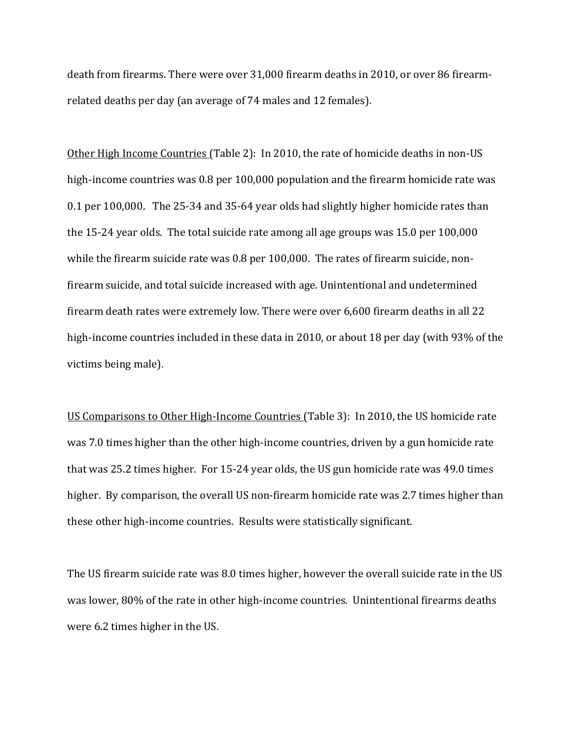death from firearms. There were over 31,000 firearm deaths in 2010, or over 86 firearm-related deaths per day (an average of 74 males and 12 females).

Other High Income Countries (Table 2): In 2010, the rate of homicide deaths in non-US high-income countries was 0.8 per 100,000 population and the firearm homicide rate was 0.1 per 100,000. The 25-34 and 35-64 year olds had slightly higher homicide rates than the 15-24 year olds. The total suicide rate among all age groups was 15.0 per 100,000 while the firearm suicide rate was 0.8 per 100,000. The rates of firearm suicide, non-firearm suicide, and total suicide increased with age. Unintentional and undetermined firearm death rates were extremely low. There were over 6,600 firearm deaths in all 22 high-income countries included in these data in 2010, or about 18 per day (with 93% of the victims being male).

US Comparisons to Other High-Income Countries (Table 3): In 2010, the US homicide rate was 7.0 times higher than the other high-income countries, driven by a gun homicide rate that was 25.2 times higher. For 15-24 year olds, the US gun homicide rate was 49.0 times higher. By comparison, the overall US non-firearm homicide rate was 2.7 times higher than these other high-income countries. Results were statistically significant.

The US firearm suicide rate was 8.0 times higher, however the overall suicide rate in the US was lower, 80% of the rate in other high-income countries. Unintentional firearms deaths were 6.2 times higher in the US.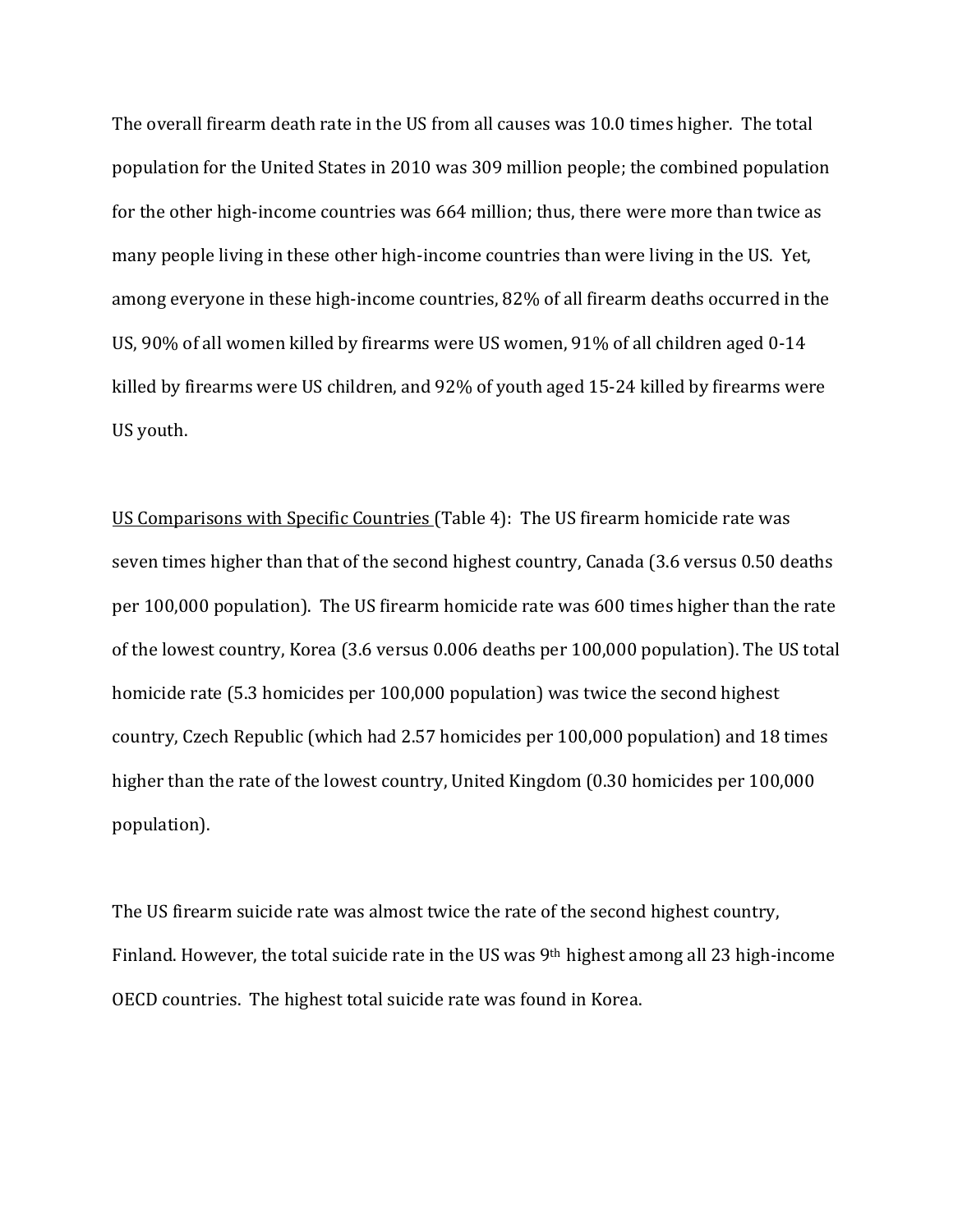The overall firearm death rate in the US from all causes was 10.0 times higher. The total population for the United States in 2010 was 309 million people; the combined population for the other high-income countries was 664 million; thus, there were more than twice as many people living in these other high-income countries than were living in the US. Yet, among everyone in these high-income countries, 82% of all firearm deaths occurred in the US, 90% of all women killed by firearms were US women, 91% of all children aged 0-14 killed by firearms were US children, and 92% of youth aged 15-24 killed by firearms were US youth.

US Comparisons with Specific Countries (Table 4): The US firearm homicide rate was seven times higher than that of the second highest country, Canada (3.6 versus 0.50 deaths per 100,000 population). The US firearm homicide rate was 600 times higher than the rate of the lowest country, Korea (3.6 versus 0.006 deaths per 100,000 population). The US total homicide rate (5.3 homicides per 100,000 population) was twice the second highest country, Czech Republic (which had 2.57 homicides per 100,000 population) and 18 times higher than the rate of the lowest country, United Kingdom (0.30 homicides per 100,000 population).

The US firearm suicide rate was almost twice the rate of the second highest country, Finland. However, the total suicide rate in the US was 9th highest among all 23 high-income OECD countries. The highest total suicide rate was found in Korea.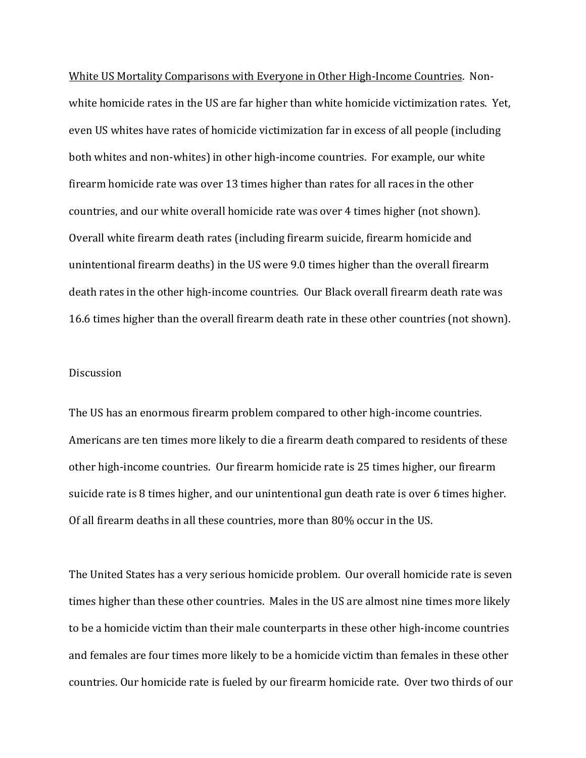<u>White US Mortality Comparisons with Everyone in Other High-Income Countries</u>. Non-white homicide rates in the US are far higher than white homicide victimization rates. Yet, even US whites have rates of homicide victimization far in excess of all people (including both whites and non-whites) in other high-income countries. For example, our white firearm homicide rate was over 13 times higher than rates for all races in the other countries, and our white overall homicide rate was over 4 times higher (not shown). Overall white firearm death rates (including firearm suicide, firearm homicide and unintentional firearm deaths) in the US were 9.0 times higher than the overall firearm death rates in the other high-income countries. Our Black overall firearm death rate was 16.6 times higher than the overall firearm death rate in these other countries (not shown).

## Discussion

The US has an enormous firearm problem compared to other high-income countries. Americans are ten times more likely to die a firearm death compared to residents of these other high-income countries. Our firearm homicide rate is 25 times higher, our firearm suicide rate is 8 times higher, and our unintentional gun death rate is over 6 times higher. Of all firearm deaths in all these countries, more than 80% occur in the US.

The United States has a very serious homicide problem. Our overall homicide rate is seven times higher than these other countries. Males in the US are almost nine times more likely to be a homicide victim than their male counterparts in these other high-income countries and females are four times more likely to be a homicide victim than females in these other countries. Our homicide rate is fueled by our firearm homicide rate. Over two thirds of our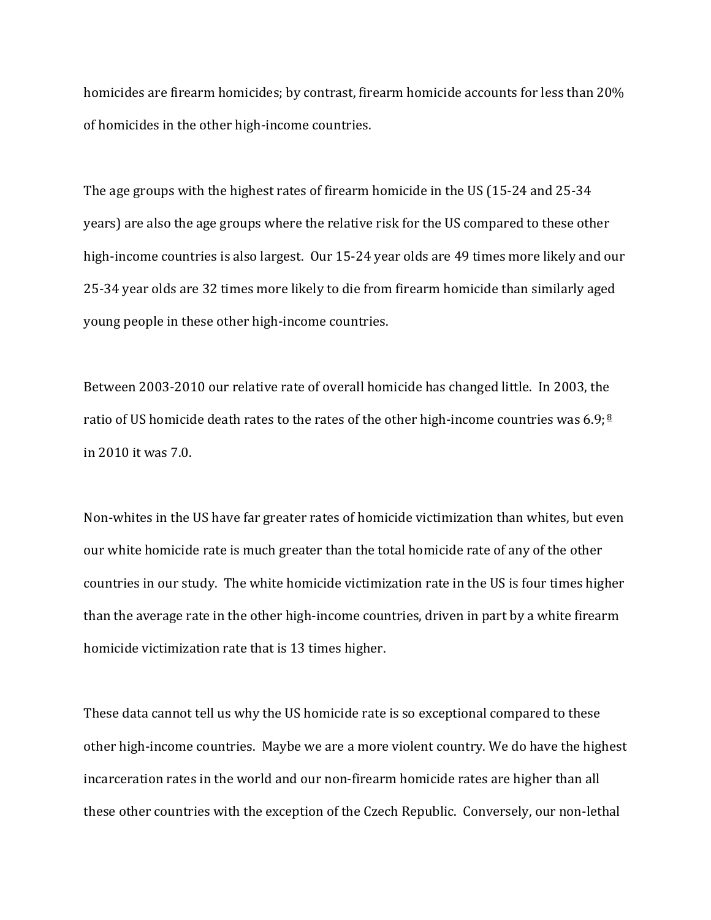homicides are firearm homicides; by contrast, firearm homicide accounts for less than 20% of homicides in the other high-income countries.

The age groups with the highest rates of firearm homicide in the US (15-24 and 25-34 years) are also the age groups where the relative risk for the US compared to these other high-income countries is also largest. Our 15-24 year olds are 49 times more likely and our 25-34 year olds are 32 times more likely to die from firearm homicide than similarly aged young people in these other high-income countries.

Between 2003-2010 our relative rate of overall homicide has changed little. In 2003, the ratio of US homicide death rates to the rates of the other high-income countries was 6.9; [8] in 2010 it was 7.0.

Non-whites in the US have far greater rates of homicide victimization than whites, but even our white homicide rate is much greater than the total homicide rate of any of the other countries in our study. The white homicide victimization rate in the US is four times higher than the average rate in the other high-income countries, driven in part by a white firearm homicide victimization rate that is 13 times higher.

These data cannot tell us why the US homicide rate is so exceptional compared to these other high-income countries. Maybe we are a more violent country. We do have the highest incarceration rates in the world and our non-firearm homicide rates are higher than all these other countries with the exception of the Czech Republic. Conversely, our non-lethal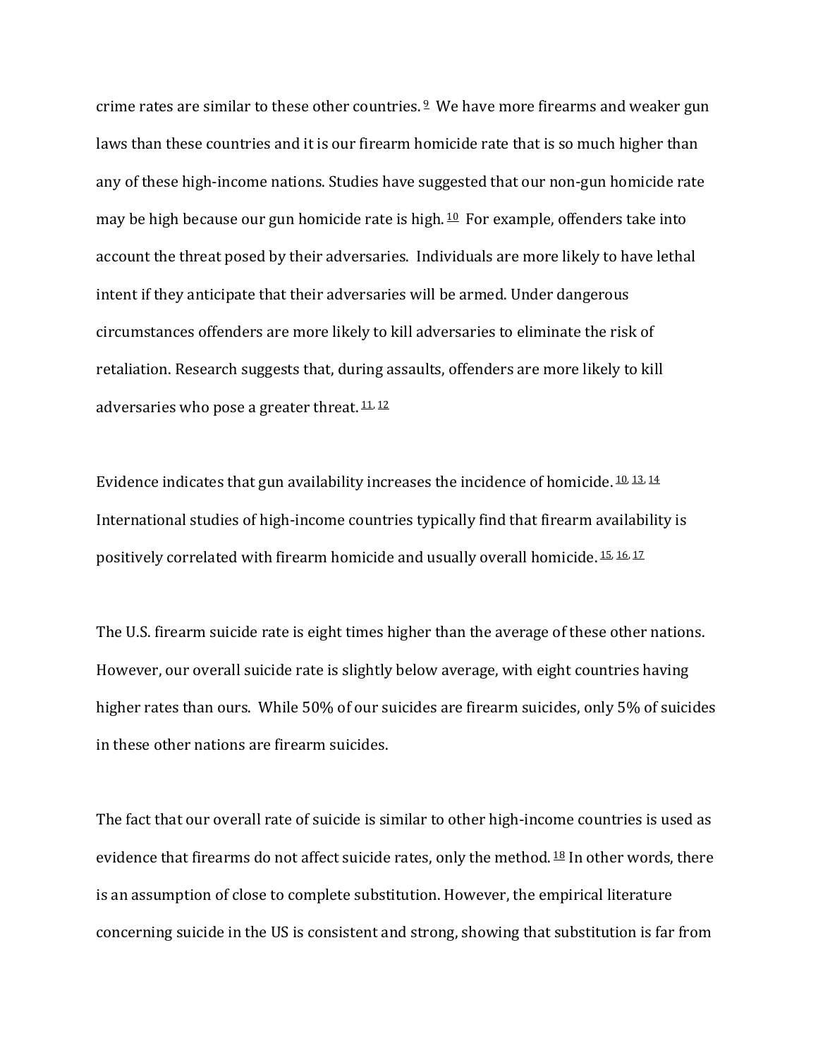crime rates are similar to these other countries.[9] We have more firearms and weaker gun laws than these countries and it is our firearm homicide rate that is so much higher than any of these high-income nations. Studies have suggested that our non-gun homicide rate may be high because our gun homicide rate is high.[10] For example, offenders take into account the threat posed by their adversaries. Individuals are more likely to have lethal intent if they anticipate that their adversaries will be armed. Under dangerous circumstances offenders are more likely to kill adversaries to eliminate the risk of retaliation. Research suggests that, during assaults, offenders are more likely to kill adversaries who pose a greater threat.[11, 12]

Evidence indicates that gun availability increases the incidence of homicide.[10, 13, 14] International studies of high-income countries typically find that firearm availability is positively correlated with firearm homicide and usually overall homicide.[15, 16, 17]

The U.S. firearm suicide rate is eight times higher than the average of these other nations. However, our overall suicide rate is slightly below average, with eight countries having higher rates than ours. While 50% of our suicides are firearm suicides, only 5% of suicides in these other nations are firearm suicides.

The fact that our overall rate of suicide is similar to other high-income countries is used as evidence that firearms do not affect suicide rates, only the method.[18] In other words, there is an assumption of close to complete substitution. However, the empirical literature concerning suicide in the US is consistent and strong, showing that substitution is far from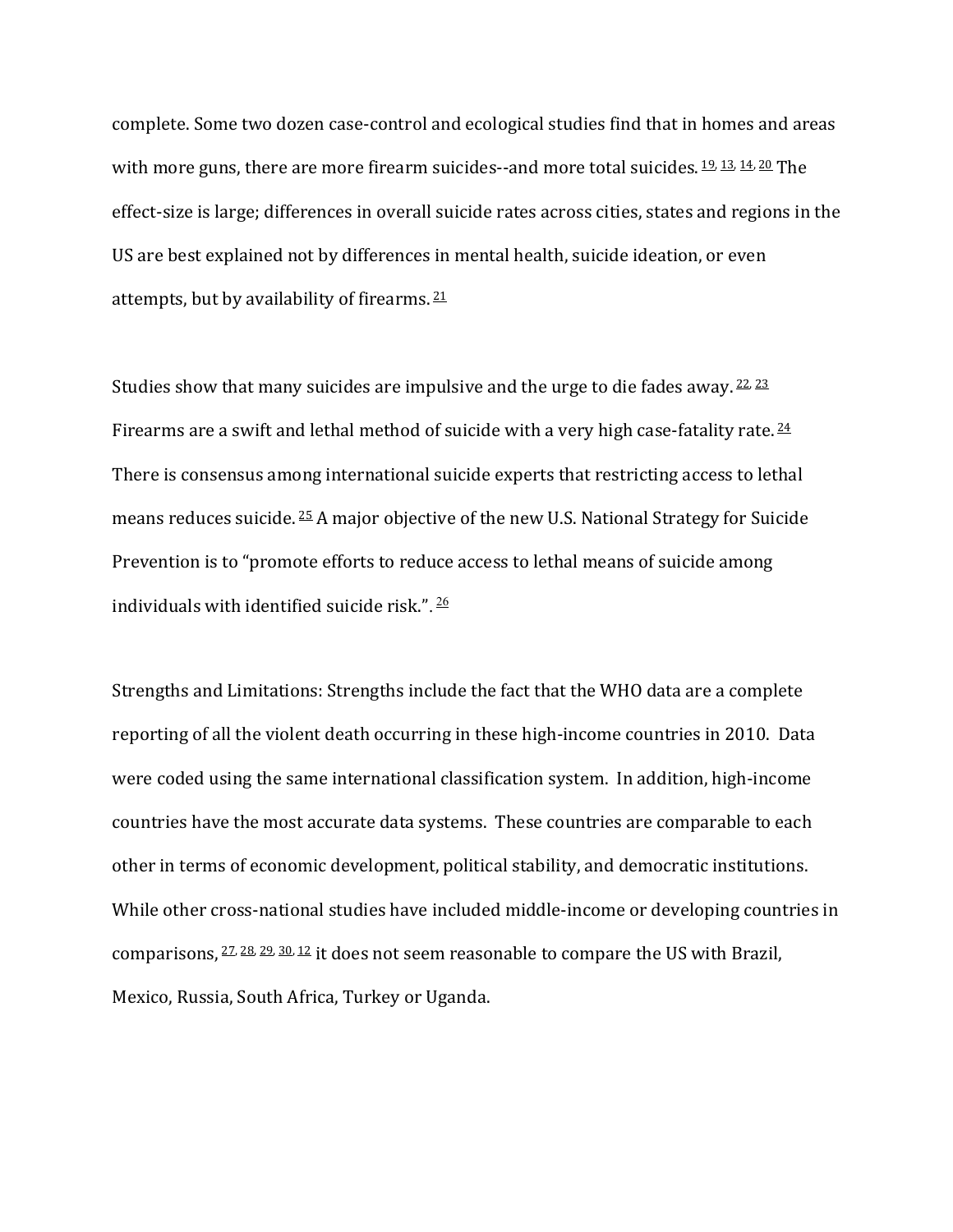complete. Some two dozen case-control and ecological studies find that in homes and areas with more guns, there are more firearm suicides--and more total suicides. [19, 13, 14, 20] The effect-size is large; differences in overall suicide rates across cities, states and regions in the US are best explained not by differences in mental health, suicide ideation, or even attempts, but by availability of firearms. [21]

Studies show that many suicides are impulsive and the urge to die fades away. [22, 23] Firearms are a swift and lethal method of suicide with a very high case-fatality rate. [24] There is consensus among international suicide experts that restricting access to lethal means reduces suicide. [25] A major objective of the new U.S. National Strategy for Suicide Prevention is to "promote efforts to reduce access to lethal means of suicide among individuals with identified suicide risk.". [26]

Strengths and Limitations: Strengths include the fact that the WHO data are a complete reporting of all the violent death occurring in these high-income countries in 2010. Data were coded using the same international classification system. In addition, high-income countries have the most accurate data systems. These countries are comparable to each other in terms of economic development, political stability, and democratic institutions. While other cross-national studies have included middle-income or developing countries in comparisons, [27, 28, 29, 30, 12] it does not seem reasonable to compare the US with Brazil, Mexico, Russia, South Africa, Turkey or Uganda.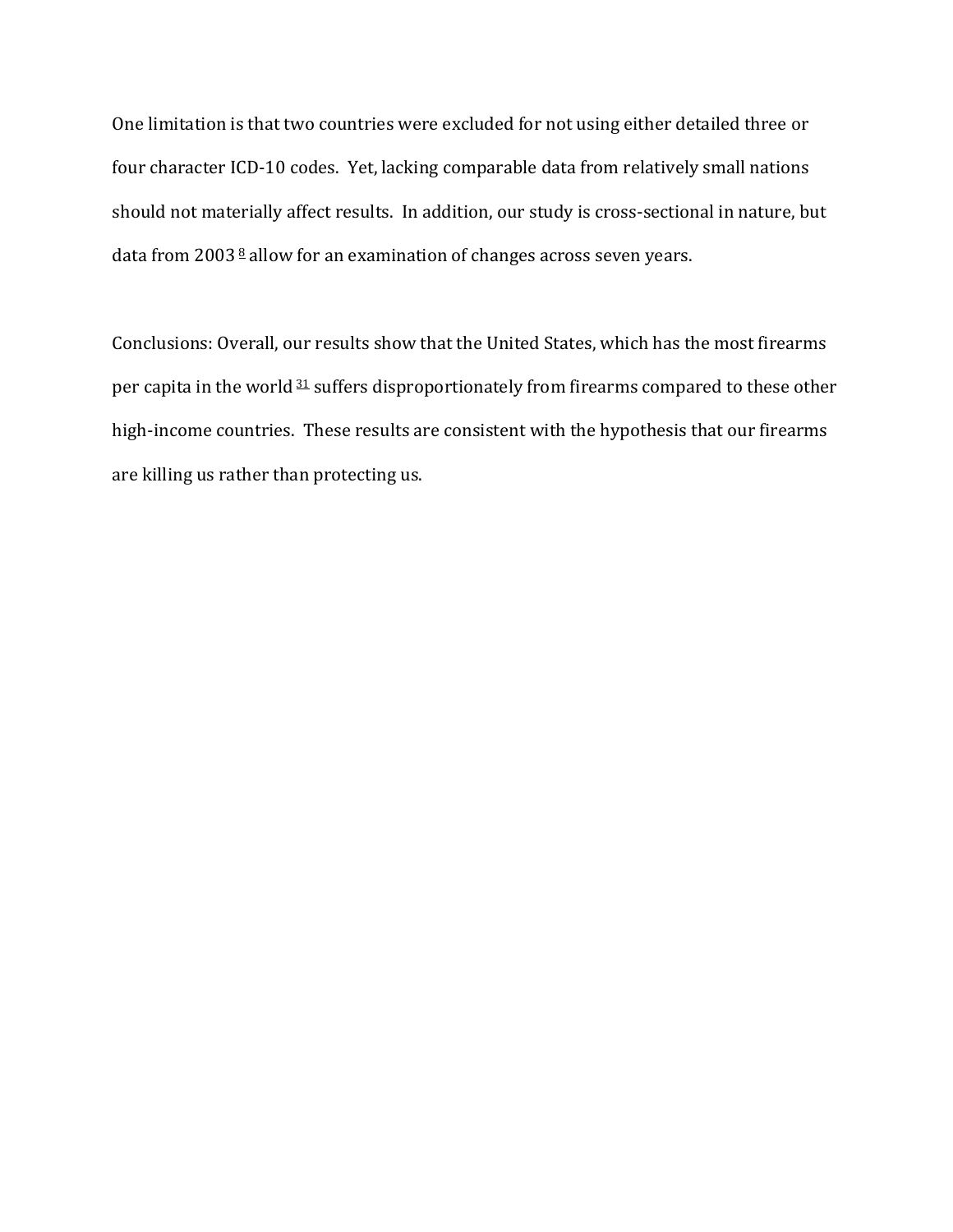One limitation is that two countries were excluded for not using either detailed three or four character ICD-10 codes. Yet, lacking comparable data from relatively small nations should not materially affect results. In addition, our study is cross-sectional in nature, but data from 2003 [8] allow for an examination of changes across seven years.

Conclusions: Overall, our results show that the United States, which has the most firearms per capita in the world [31] suffers disproportionately from firearms compared to these other high-income countries. These results are consistent with the hypothesis that our firearms are killing us rather than protecting us.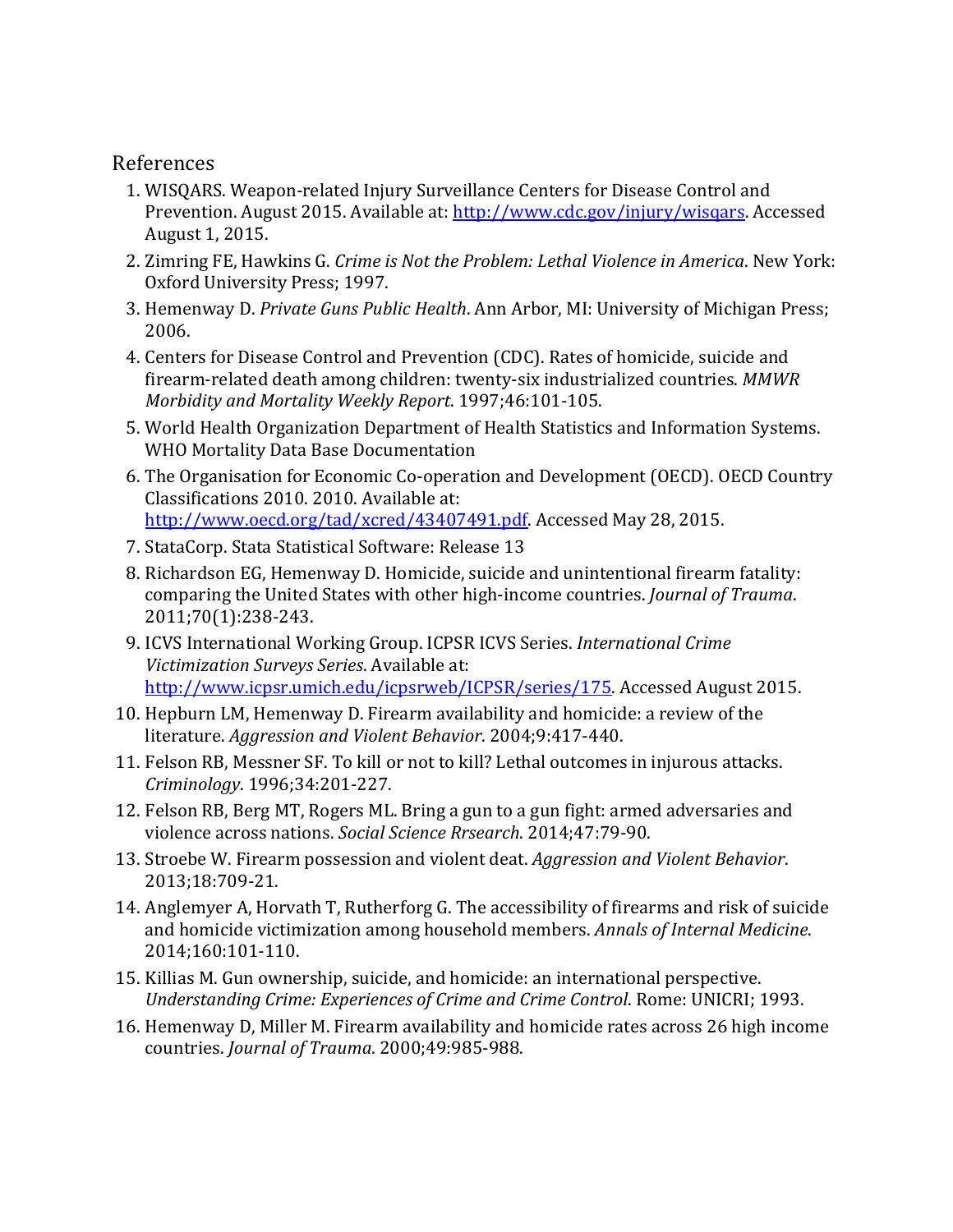## References

1. WISQARS. Weapon-related Injury Surveillance Centers for Disease Control and Prevention. August 2015. Available at: http://www.cdc.gov/injury/wisqars. Accessed August 1, 2015.
2. Zimring FE, Hawkins G. *Crime is Not the Problem: Lethal Violence in America*. New York: Oxford University Press; 1997.
3. Hemenway D. *Private Guns Public Health*. Ann Arbor, MI: University of Michigan Press; 2006.
4. Centers for Disease Control and Prevention (CDC). Rates of homicide, suicide and firearm-related death among children: twenty-six industrialized countries. *MMWR Morbidity and Mortality Weekly Report*. 1997;46:101-105.
5. World Health Organization Department of Health Statistics and Information Systems. WHO Mortality Data Base Documentation
6. The Organisation for Economic Co-operation and Development (OECD). OECD Country Classifications 2010. 2010. Available at: http://www.oecd.org/tad/xcred/43407491.pdf. Accessed May 28, 2015.
7. StataCorp. Stata Statistical Software: Release 13
8. Richardson EG, Hemenway D. Homicide, suicide and unintentional firearm fatality: comparing the United States with other high-income countries. *Journal of Trauma*. 2011;70(1):238-243.
9. ICVS International Working Group. ICPSR ICVS Series. *International Crime Victimization Surveys Series*. Available at: http://www.icpsr.umich.edu/icpsrweb/ICPSR/series/175. Accessed August 2015.
10. Hepburn LM, Hemenway D. Firearm availability and homicide: a review of the literature. *Aggression and Violent Behavior*. 2004;9:417-440.
11. Felson RB, Messner SF. To kill or not to kill? Lethal outcomes in injurous attacks. *Criminology*. 1996;34:201-227.
12. Felson RB, Berg MT, Rogers ML. Bring a gun to a gun fight: armed adversaries and violence across nations. *Social Science Rrsearch*. 2014;47:79-90.
13. Stroebe W. Firearm possession and violent deat. *Aggression and Violent Behavior*. 2013;18:709-21.
14. Anglemyer A, Horvath T, Rutherforg G. The accessibility of firearms and risk of suicide and homicide victimization among household members. *Annals of Internal Medicine*. 2014;160:101-110.
15. Killias M. Gun ownership, suicide, and homicide: an international perspective. *Understanding Crime: Experiences of Crime and Crime Control*. Rome: UNICRI; 1993.
16. Hemenway D, Miller M. Firearm availability and homicide rates across 26 high income countries. *Journal of Trauma*. 2000;49:985-988.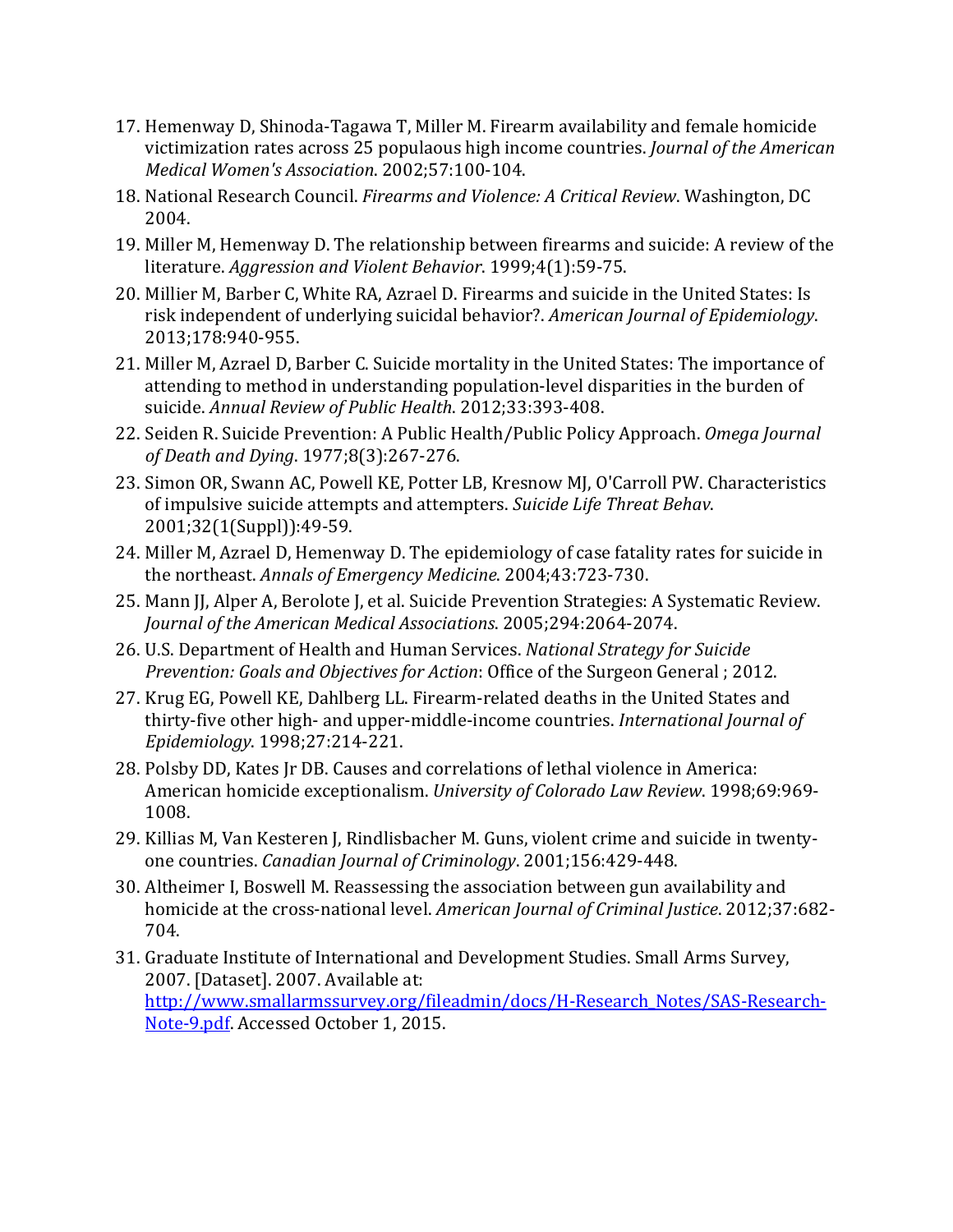17. Hemenway D, Shinoda-Tagawa T, Miller M. Firearm availability and female homicide victimization rates across 25 populaous high income countries. *Journal of the American Medical Women's Association*. 2002;57:100-104.
18. National Research Council. *Firearms and Violence: A Critical Review*. Washington, DC 2004.
19. Miller M, Hemenway D. The relationship between firearms and suicide: A review of the literature. *Aggression and Violent Behavior*. 1999;4(1):59-75.
20. Millier M, Barber C, White RA, Azrael D. Firearms and suicide in the United States: Is risk independent of underlying suicidal behavior?. *American Journal of Epidemiology*. 2013;178:940-955.
21. Miller M, Azrael D, Barber C. Suicide mortality in the United States: The importance of attending to method in understanding population-level disparities in the burden of suicide. *Annual Review of Public Health*. 2012;33:393-408.
22. Seiden R. Suicide Prevention: A Public Health/Public Policy Approach. *Omega Journal of Death and Dying*. 1977;8(3):267-276.
23. Simon OR, Swann AC, Powell KE, Potter LB, Kresnow MJ, O'Carroll PW. Characteristics of impulsive suicide attempts and attempters. *Suicide Life Threat Behav*. 2001;32(1(Suppl)):49-59.
24. Miller M, Azrael D, Hemenway D. The epidemiology of case fatality rates for suicide in the northeast. *Annals of Emergency Medicine*. 2004;43:723-730.
25. Mann JJ, Alper A, Berolote J, et al. Suicide Prevention Strategies: A Systematic Review. *Journal of the American Medical Associations*. 2005;294:2064-2074.
26. U.S. Department of Health and Human Services. *National Strategy for Suicide Prevention: Goals and Objectives for Action*: Office of the Surgeon General ; 2012.
27. Krug EG, Powell KE, Dahlberg LL. Firearm-related deaths in the United States and thirty-five other high- and upper-middle-income countries. *International Journal of Epidemiology*. 1998;27:214-221.
28. Polsby DD, Kates Jr DB. Causes and correlations of lethal violence in America: American homicide exceptionalism. *University of Colorado Law Review*. 1998;69:969-1008.
29. Killias M, Van Kesteren J, Rindlisbacher M. Guns, violent crime and suicide in twenty-one countries. *Canadian Journal of Criminology*. 2001;156:429-448.
30. Altheimer I, Boswell M. Reassessing the association between gun availability and homicide at the cross-national level. *American Journal of Criminal Justice*. 2012;37:682-704.
31. Graduate Institute of International and Development Studies. Small Arms Survey, 2007. [Dataset]. 2007. Available at: [http://www.smallarmssurvey.org/fileadmin/docs/H-Research_Notes/SAS-Research-Note-9.pdf](http://www.smallarmssurvey.org/fileadmin/docs/H-Research_Notes/SAS-Research-Note-9.pdf). Accessed October 1, 2015.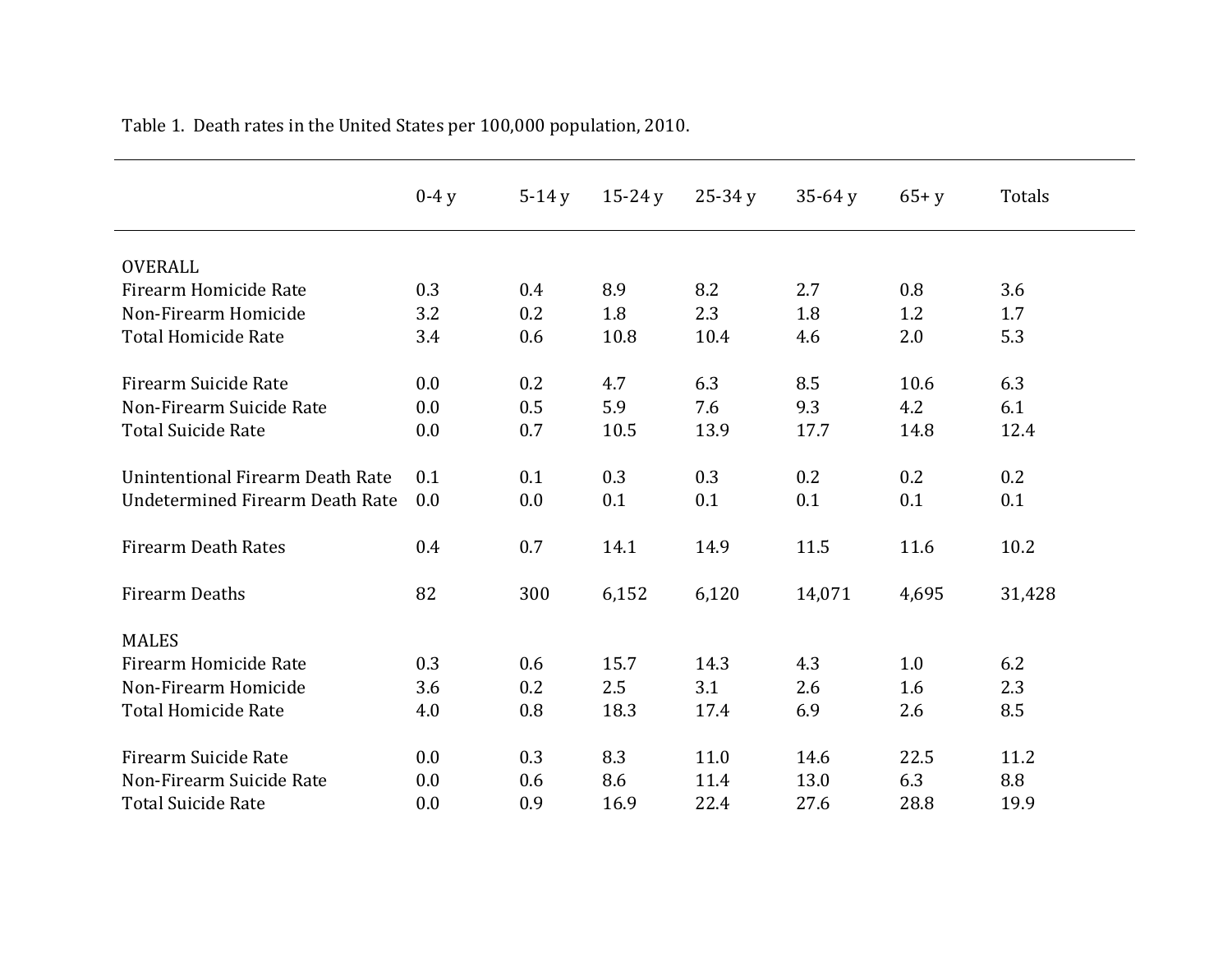Table 1. Death rates in the United States per 100,000 population, 2010.

| | 0-4 y | 5-14 y | 15-24 y | 25-34 y | 35-64 y | 65+ y | Totals |
|---|---|---|---|---|---|---|---|
| OVERALL | | | | | | | |
| Firearm Homicide Rate | 0.3 | 0.4 | 8.9 | 8.2 | 2.7 | 0.8 | 3.6 |
| Non-Firearm Homicide | 3.2 | 0.2 | 1.8 | 2.3 | 1.8 | 1.2 | 1.7 |
| Total Homicide Rate | 3.4 | 0.6 | 10.8 | 10.4 | 4.6 | 2.0 | 5.3 |
| | | | | | | | |
| Firearm Suicide Rate | 0.0 | 0.2 | 4.7 | 6.3 | 8.5 | 10.6 | 6.3 |
| Non-Firearm Suicide Rate | 0.0 | 0.5 | 5.9 | 7.6 | 9.3 | 4.2 | 6.1 |
| Total Suicide Rate | 0.0 | 0.7 | 10.5 | 13.9 | 17.7 | 14.8 | 12.4 |
| | | | | | | | |
| Unintentional Firearm Death Rate | 0.1 | 0.1 | 0.3 | 0.3 | 0.2 | 0.2 | 0.2 |
| Undetermined Firearm Death Rate | 0.0 | 0.0 | 0.1 | 0.1 | 0.1 | 0.1 | 0.1 |
| | | | | | | | |
| Firearm Death Rates | 0.4 | 0.7 | 14.1 | 14.9 | 11.5 | 11.6 | 10.2 |
| | | | | | | | |
| Firearm Deaths | 82 | 300 | 6,152 | 6,120 | 14,071 | 4,695 | 31,428 |
| | | | | | | | |
| MALES | | | | | | | |
| Firearm Homicide Rate | 0.3 | 0.6 | 15.7 | 14.3 | 4.3 | 1.0 | 6.2 |
| Non-Firearm Homicide | 3.6 | 0.2 | 2.5 | 3.1 | 2.6 | 1.6 | 2.3 |
| Total Homicide Rate | 4.0 | 0.8 | 18.3 | 17.4 | 6.9 | 2.6 | 8.5 |
| | | | | | | | |
| Firearm Suicide Rate | 0.0 | 0.3 | 8.3 | 11.0 | 14.6 | 22.5 | 11.2 |
| Non-Firearm Suicide Rate | 0.0 | 0.6 | 8.6 | 11.4 | 13.0 | 6.3 | 8.8 |
| Total Suicide Rate | 0.0 | 0.9 | 16.9 | 22.4 | 27.6 | 28.8 | 19.9 |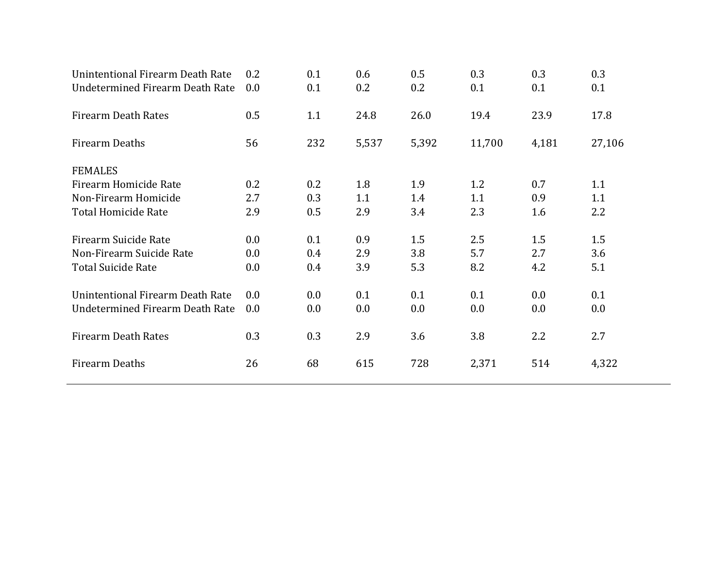| | | | | | | | |
|---|---|---|---|---|---|---|---|
| Unintentional Firearm Death Rate | 0.2 | 0.1 | 0.6 | 0.5 | 0.3 | 0.3 | 0.3 |
| Undetermined Firearm Death Rate | 0.0 | 0.1 | 0.2 | 0.2 | 0.1 | 0.1 | 0.1 |
| | | | | | | | |
| Firearm Death Rates | 0.5 | 1.1 | 24.8 | 26.0 | 19.4 | 23.9 | 17.8 |
| | | | | | | | |
| Firearm Deaths | 56 | 232 | 5,537 | 5,392 | 11,700 | 4,181 | 27,106 |
| | | | | | | | |
| FEMALES | | | | | | | |
| Firearm Homicide Rate | 0.2 | 0.2 | 1.8 | 1.9 | 1.2 | 0.7 | 1.1 |
| Non-Firearm Homicide | 2.7 | 0.3 | 1.1 | 1.4 | 1.1 | 0.9 | 1.1 |
| Total Homicide Rate | 2.9 | 0.5 | 2.9 | 3.4 | 2.3 | 1.6 | 2.2 |
| | | | | | | | |
| Firearm Suicide Rate | 0.0 | 0.1 | 0.9 | 1.5 | 2.5 | 1.5 | 1.5 |
| Non-Firearm Suicide Rate | 0.0 | 0.4 | 2.9 | 3.8 | 5.7 | 2.7 | 3.6 |
| Total Suicide Rate | 0.0 | 0.4 | 3.9 | 5.3 | 8.2 | 4.2 | 5.1 |
| | | | | | | | |
| Unintentional Firearm Death Rate | 0.0 | 0.0 | 0.1 | 0.1 | 0.1 | 0.0 | 0.1 |
| Undetermined Firearm Death Rate | 0.0 | 0.0 | 0.0 | 0.0 | 0.0 | 0.0 | 0.0 |
| | | | | | | | |
| Firearm Death Rates | 0.3 | 0.3 | 2.9 | 3.6 | 3.8 | 2.2 | 2.7 |
| | | | | | | | |
| Firearm Deaths | 26 | 68 | 615 | 728 | 2,371 | 514 | 4,322 |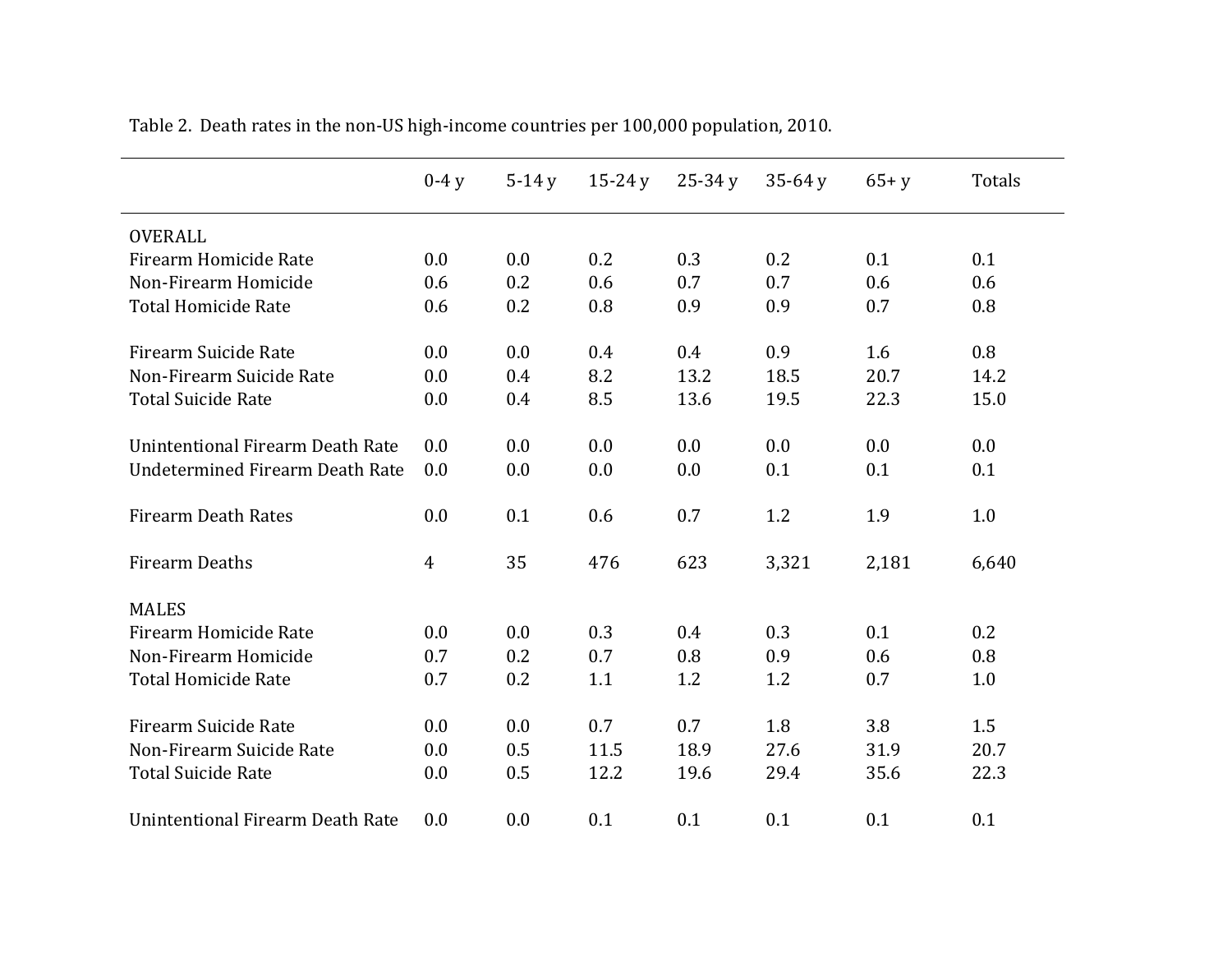Table 2. Death rates in the non-US high-income countries per 100,000 population, 2010.

| | 0-4 y | 5-14 y | 15-24 y | 25-34 y | 35-64 y | 65+ y | Totals |
|---|---|---|---|---|---|---|---|
| OVERALL | | | | | | | |
| Firearm Homicide Rate | 0.0 | 0.0 | 0.2 | 0.3 | 0.2 | 0.1 | 0.1 |
| Non-Firearm Homicide | 0.6 | 0.2 | 0.6 | 0.7 | 0.7 | 0.6 | 0.6 |
| Total Homicide Rate | 0.6 | 0.2 | 0.8 | 0.9 | 0.9 | 0.7 | 0.8 |
| | | | | | | | |
| Firearm Suicide Rate | 0.0 | 0.0 | 0.4 | 0.4 | 0.9 | 1.6 | 0.8 |
| Non-Firearm Suicide Rate | 0.0 | 0.4 | 8.2 | 13.2 | 18.5 | 20.7 | 14.2 |
| Total Suicide Rate | 0.0 | 0.4 | 8.5 | 13.6 | 19.5 | 22.3 | 15.0 |
| | | | | | | | |
| Unintentional Firearm Death Rate | 0.0 | 0.0 | 0.0 | 0.0 | 0.0 | 0.0 | 0.0 |
| Undetermined Firearm Death Rate | 0.0 | 0.0 | 0.0 | 0.0 | 0.1 | 0.1 | 0.1 |
| | | | | | | | |
| Firearm Death Rates | 0.0 | 0.1 | 0.6 | 0.7 | 1.2 | 1.9 | 1.0 |
| | | | | | | | |
| Firearm Deaths | 4 | 35 | 476 | 623 | 3,321 | 2,181 | 6,640 |
| | | | | | | | |
| MALES | | | | | | | |
| Firearm Homicide Rate | 0.0 | 0.0 | 0.3 | 0.4 | 0.3 | 0.1 | 0.2 |
| Non-Firearm Homicide | 0.7 | 0.2 | 0.7 | 0.8 | 0.9 | 0.6 | 0.8 |
| Total Homicide Rate | 0.7 | 0.2 | 1.1 | 1.2 | 1.2 | 0.7 | 1.0 |
| | | | | | | | |
| Firearm Suicide Rate | 0.0 | 0.0 | 0.7 | 0.7 | 1.8 | 3.8 | 1.5 |
| Non-Firearm Suicide Rate | 0.0 | 0.5 | 11.5 | 18.9 | 27.6 | 31.9 | 20.7 |
| Total Suicide Rate | 0.0 | 0.5 | 12.2 | 19.6 | 29.4 | 35.6 | 22.3 |
| | | | | | | | |
| Unintentional Firearm Death Rate | 0.0 | 0.0 | 0.1 | 0.1 | 0.1 | 0.1 | 0.1 |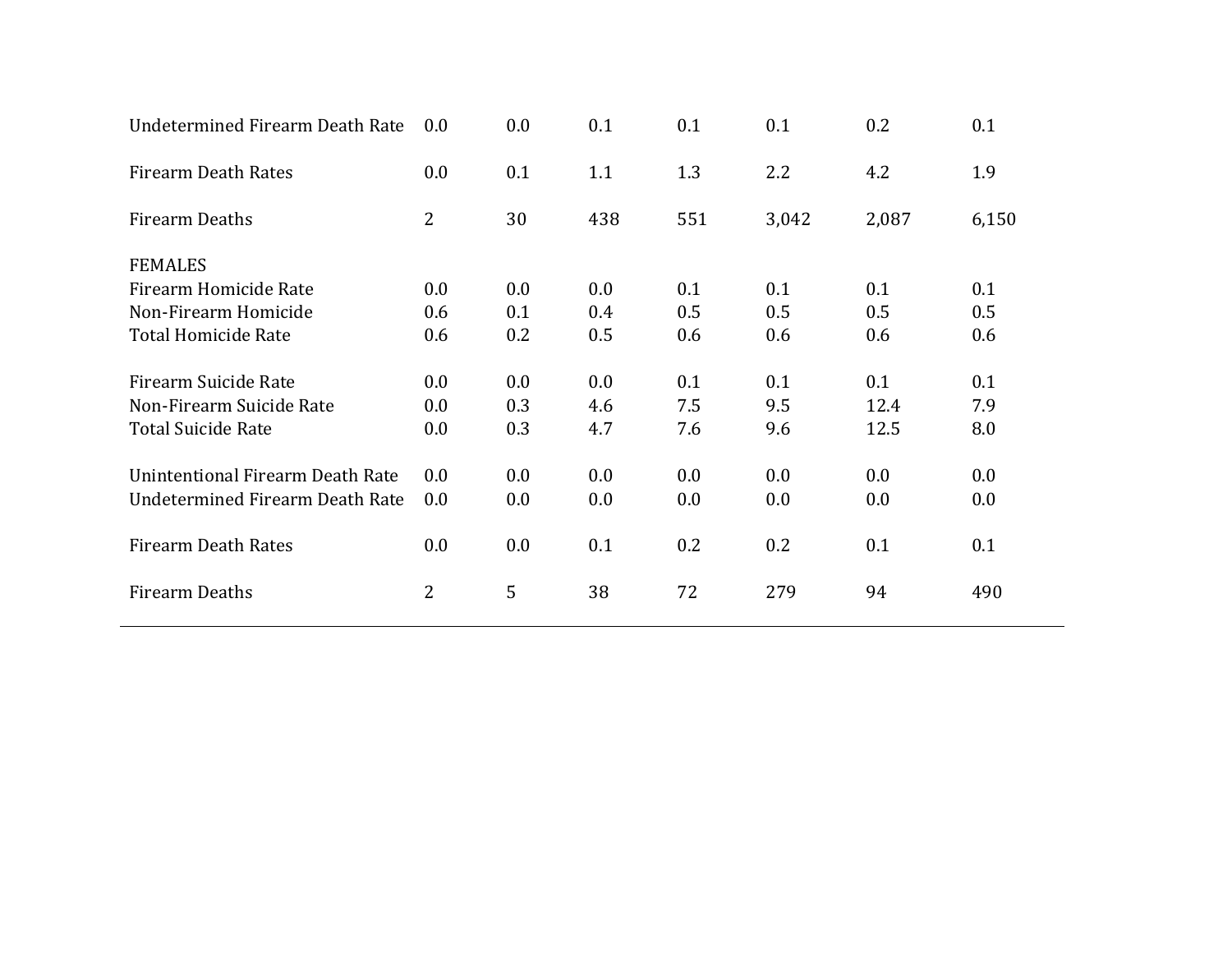| | | | | | | | |
|---|---|---|---|---|---|---|---|
| Undetermined Firearm Death Rate | 0.0 | 0.0 | 0.1 | 0.1 | 0.1 | 0.2 | 0.1 |
| Firearm Death Rates | 0.0 | 0.1 | 1.1 | 1.3 | 2.2 | 4.2 | 1.9 |
| Firearm Deaths | 2 | 30 | 438 | 551 | 3,042 | 2,087 | 6,150 |
| FEMALES | | | | | | | |
| Firearm Homicide Rate | 0.0 | 0.0 | 0.0 | 0.1 | 0.1 | 0.1 | 0.1 |
| Non-Firearm Homicide | 0.6 | 0.1 | 0.4 | 0.5 | 0.5 | 0.5 | 0.5 |
| Total Homicide Rate | 0.6 | 0.2 | 0.5 | 0.6 | 0.6 | 0.6 | 0.6 |
| Firearm Suicide Rate | 0.0 | 0.0 | 0.0 | 0.1 | 0.1 | 0.1 | 0.1 |
| Non-Firearm Suicide Rate | 0.0 | 0.3 | 4.6 | 7.5 | 9.5 | 12.4 | 7.9 |
| Total Suicide Rate | 0.0 | 0.3 | 4.7 | 7.6 | 9.6 | 12.5 | 8.0 |
| Unintentional Firearm Death Rate | 0.0 | 0.0 | 0.0 | 0.0 | 0.0 | 0.0 | 0.0 |
| Undetermined Firearm Death Rate | 0.0 | 0.0 | 0.0 | 0.0 | 0.0 | 0.0 | 0.0 |
| Firearm Death Rates | 0.0 | 0.0 | 0.1 | 0.2 | 0.2 | 0.1 | 0.1 |
| Firearm Deaths | 2 | 5 | 38 | 72 | 279 | 94 | 490 |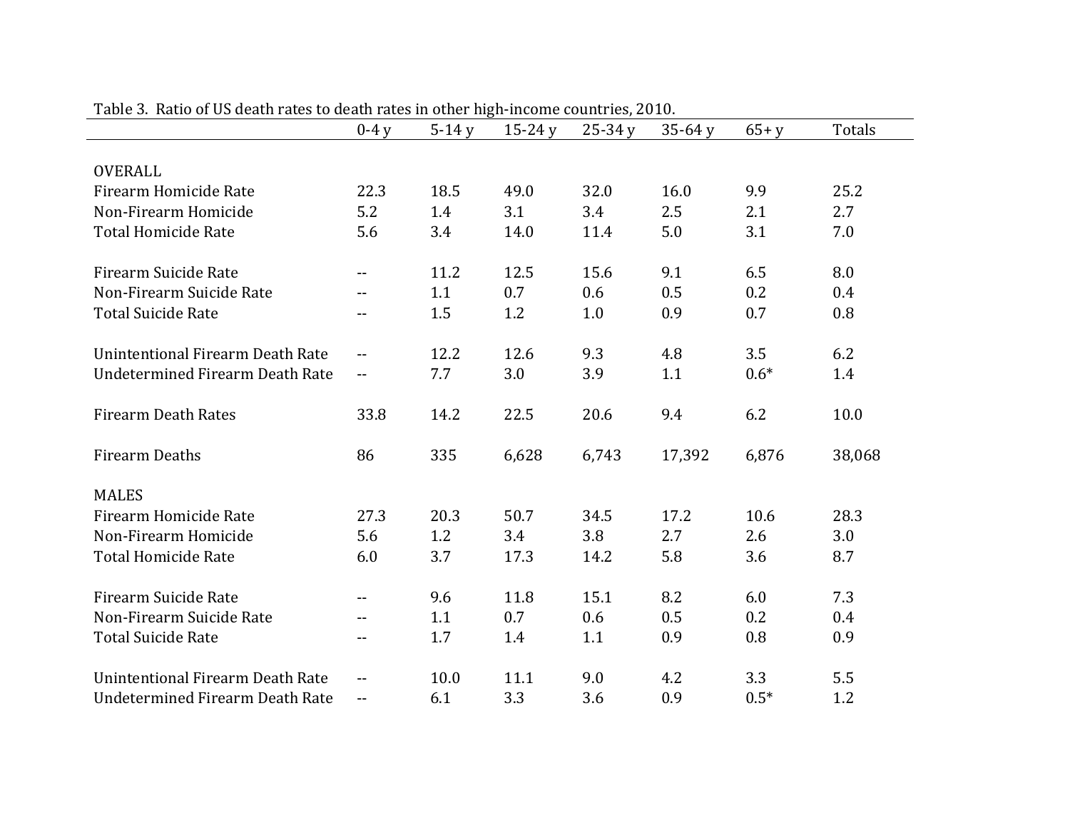Table 3. Ratio of US death rates to death rates in other high-income countries, 2010.

| | 0-4 y | 5-14 y | 15-24 y | 25-34 y | 35-64 y | 65+ y | Totals |
|---|---|---|---|---|---|---|---|
| OVERALL | | | | | | | |
| Firearm Homicide Rate | 22.3 | 18.5 | 49.0 | 32.0 | 16.0 | 9.9 | 25.2 |
| Non-Firearm Homicide | 5.2 | 1.4 | 3.1 | 3.4 | 2.5 | 2.1 | 2.7 |
| Total Homicide Rate | 5.6 | 3.4 | 14.0 | 11.4 | 5.0 | 3.1 | 7.0 |
| | | | | | | | |
| Firearm Suicide Rate | -- | 11.2 | 12.5 | 15.6 | 9.1 | 6.5 | 8.0 |
| Non-Firearm Suicide Rate | -- | 1.1 | 0.7 | 0.6 | 0.5 | 0.2 | 0.4 |
| Total Suicide Rate | -- | 1.5 | 1.2 | 1.0 | 0.9 | 0.7 | 0.8 |
| | | | | | | | |
| Unintentional Firearm Death Rate | -- | 12.2 | 12.6 | 9.3 | 4.8 | 3.5 | 6.2 |
| Undetermined Firearm Death Rate | -- | 7.7 | 3.0 | 3.9 | 1.1 | 0.6* | 1.4 |
| | | | | | | | |
| Firearm Death Rates | 33.8 | 14.2 | 22.5 | 20.6 | 9.4 | 6.2 | 10.0 |
| | | | | | | | |
| Firearm Deaths | 86 | 335 | 6,628 | 6,743 | 17,392 | 6,876 | 38,068 |
| | | | | | | | |
| MALES | | | | | | | |
| Firearm Homicide Rate | 27.3 | 20.3 | 50.7 | 34.5 | 17.2 | 10.6 | 28.3 |
| Non-Firearm Homicide | 5.6 | 1.2 | 3.4 | 3.8 | 2.7 | 2.6 | 3.0 |
| Total Homicide Rate | 6.0 | 3.7 | 17.3 | 14.2 | 5.8 | 3.6 | 8.7 |
| | | | | | | | |
| Firearm Suicide Rate | -- | 9.6 | 11.8 | 15.1 | 8.2 | 6.0 | 7.3 |
| Non-Firearm Suicide Rate | -- | 1.1 | 0.7 | 0.6 | 0.5 | 0.2 | 0.4 |
| Total Suicide Rate | -- | 1.7 | 1.4 | 1.1 | 0.9 | 0.8 | 0.9 |
| | | | | | | | |
| Unintentional Firearm Death Rate | -- | 10.0 | 11.1 | 9.0 | 4.2 | 3.3 | 5.5 |
| Undetermined Firearm Death Rate | -- | 6.1 | 3.3 | 3.6 | 0.9 | 0.5* | 1.2 |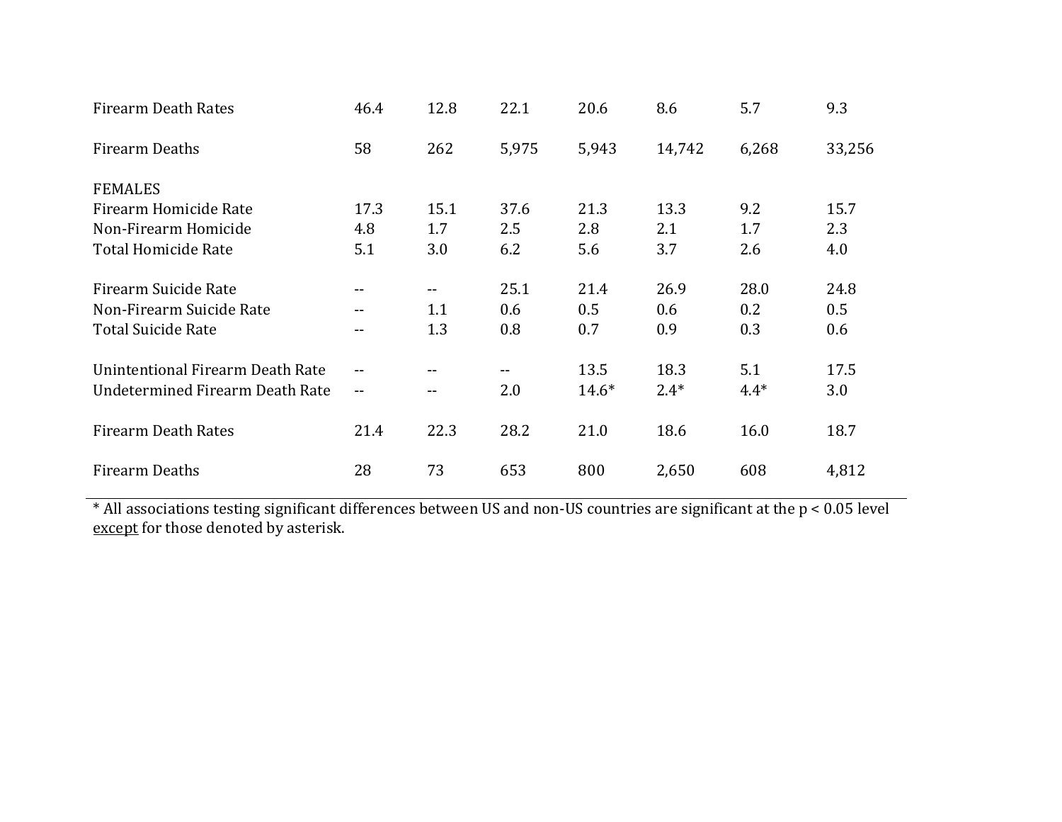| | | | | | | | |
|---|---|---|---|---|---|---|---|
| Firearm Death Rates | 46.4 | 12.8 | 22.1 | 20.6 | 8.6 | 5.7 | 9.3 |
| Firearm Deaths | 58 | 262 | 5,975 | 5,943 | 14,742 | 6,268 | 33,256 |
| FEMALES | | | | | | | |
| Firearm Homicide Rate | 17.3 | 15.1 | 37.6 | 21.3 | 13.3 | 9.2 | 15.7 |
| Non-Firearm Homicide | 4.8 | 1.7 | 2.5 | 2.8 | 2.1 | 1.7 | 2.3 |
| Total Homicide Rate | 5.1 | 3.0 | 6.2 | 5.6 | 3.7 | 2.6 | 4.0 |
| Firearm Suicide Rate | -- | -- | 25.1 | 21.4 | 26.9 | 28.0 | 24.8 |
| Non-Firearm Suicide Rate | -- | 1.1 | 0.6 | 0.5 | 0.6 | 0.2 | 0.5 |
| Total Suicide Rate | -- | 1.3 | 0.8 | 0.7 | 0.9 | 0.3 | 0.6 |
| Unintentional Firearm Death Rate | -- | -- | -- | 13.5 | 18.3 | 5.1 | 17.5 |
| Undetermined Firearm Death Rate | -- | -- | 2.0 | 14.6* | 2.4* | 4.4* | 3.0 |
| Firearm Death Rates | 21.4 | 22.3 | 28.2 | 21.0 | 18.6 | 16.0 | 18.7 |
| Firearm Deaths | 28 | 73 | 653 | 800 | 2,650 | 608 | 4,812 |

* All associations testing significant differences between US and non-US countries are significant at the $p < 0.05$ level <u>except</u> for those denoted by asterisk.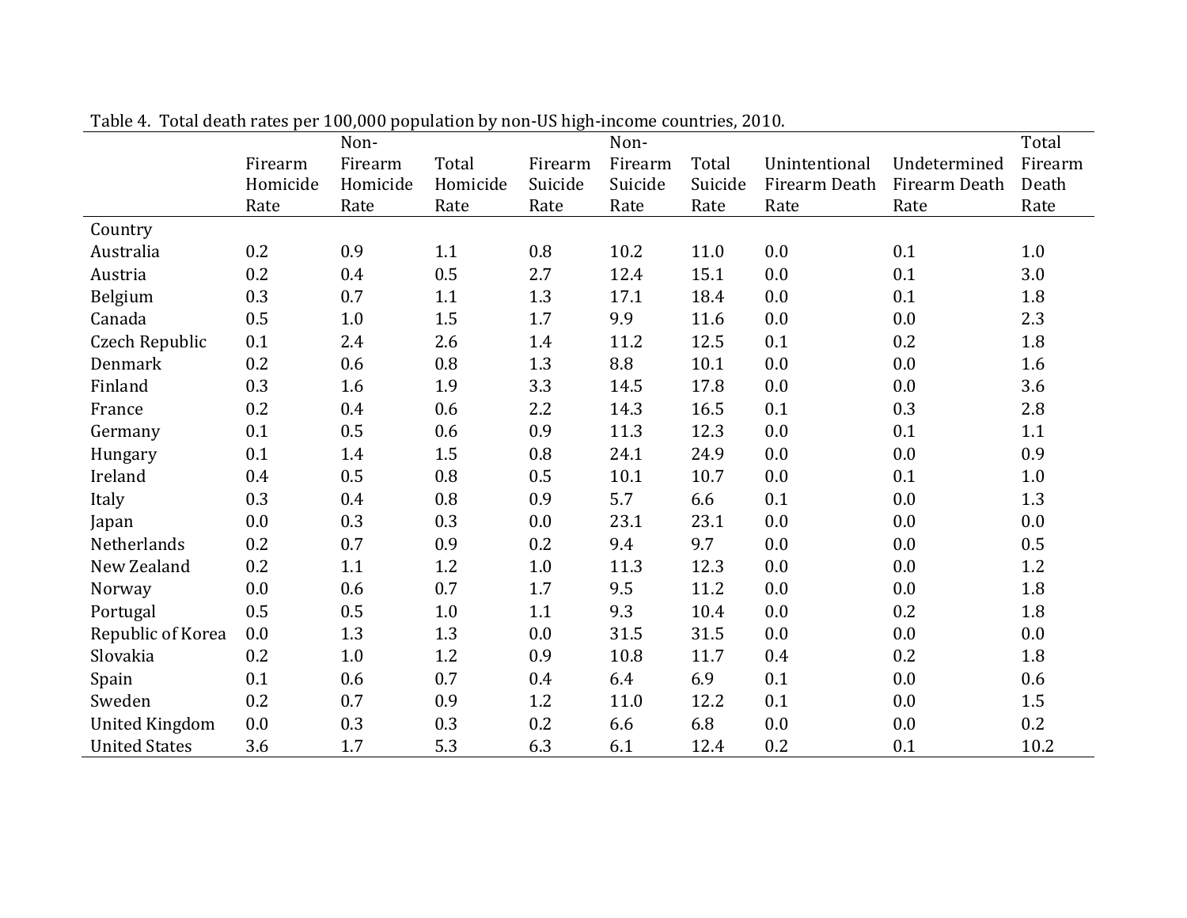Table 4. Total death rates per 100,000 population by non-US high-income countries, 2010.

| | Firearm Homicide Rate | Non-Firearm Homicide Rate | Total Homicide Rate | Firearm Suicide Rate | Non-Firearm Suicide Rate | Total Suicide Rate | Unintentional Firearm Death Rate | Undetermined Firearm Death Rate | Total Firearm Death Rate |
|---|---|---|---|---|---|---|---|---|---|
| Country | | | | | | | | | |
| Australia | 0.2 | 0.9 | 1.1 | 0.8 | 10.2 | 11.0 | 0.0 | 0.1 | 1.0 |
| Austria | 0.2 | 0.4 | 0.5 | 2.7 | 12.4 | 15.1 | 0.0 | 0.1 | 3.0 |
| Belgium | 0.3 | 0.7 | 1.1 | 1.3 | 17.1 | 18.4 | 0.0 | 0.1 | 1.8 |
| Canada | 0.5 | 1.0 | 1.5 | 1.7 | 9.9 | 11.6 | 0.0 | 0.0 | 2.3 |
| Czech Republic | 0.1 | 2.4 | 2.6 | 1.4 | 11.2 | 12.5 | 0.1 | 0.2 | 1.8 |
| Denmark | 0.2 | 0.6 | 0.8 | 1.3 | 8.8 | 10.1 | 0.0 | 0.0 | 1.6 |
| Finland | 0.3 | 1.6 | 1.9 | 3.3 | 14.5 | 17.8 | 0.0 | 0.0 | 3.6 |
| France | 0.2 | 0.4 | 0.6 | 2.2 | 14.3 | 16.5 | 0.1 | 0.3 | 2.8 |
| Germany | 0.1 | 0.5 | 0.6 | 0.9 | 11.3 | 12.3 | 0.0 | 0.1 | 1.1 |
| Hungary | 0.1 | 1.4 | 1.5 | 0.8 | 24.1 | 24.9 | 0.0 | 0.0 | 0.9 |
| Ireland | 0.4 | 0.5 | 0.8 | 0.5 | 10.1 | 10.7 | 0.0 | 0.1 | 1.0 |
| Italy | 0.3 | 0.4 | 0.8 | 0.9 | 5.7 | 6.6 | 0.1 | 0.0 | 1.3 |
| Japan | 0.0 | 0.3 | 0.3 | 0.0 | 23.1 | 23.1 | 0.0 | 0.0 | 0.0 |
| Netherlands | 0.2 | 0.7 | 0.9 | 0.2 | 9.4 | 9.7 | 0.0 | 0.0 | 0.5 |
| New Zealand | 0.2 | 1.1 | 1.2 | 1.0 | 11.3 | 12.3 | 0.0 | 0.0 | 1.2 |
| Norway | 0.0 | 0.6 | 0.7 | 1.7 | 9.5 | 11.2 | 0.0 | 0.0 | 1.8 |
| Portugal | 0.5 | 0.5 | 1.0 | 1.1 | 9.3 | 10.4 | 0.0 | 0.2 | 1.8 |
| Republic of Korea | 0.0 | 1.3 | 1.3 | 0.0 | 31.5 | 31.5 | 0.0 | 0.0 | 0.0 |
| Slovakia | 0.2 | 1.0 | 1.2 | 0.9 | 10.8 | 11.7 | 0.4 | 0.2 | 1.8 |
| Spain | 0.1 | 0.6 | 0.7 | 0.4 | 6.4 | 6.9 | 0.1 | 0.0 | 0.6 |
| Sweden | 0.2 | 0.7 | 0.9 | 1.2 | 11.0 | 12.2 | 0.1 | 0.0 | 1.5 |
| United Kingdom | 0.0 | 0.3 | 0.3 | 0.2 | 6.6 | 6.8 | 0.0 | 0.0 | 0.2 |
| United States | 3.6 | 1.7 | 5.3 | 6.3 | 6.1 | 12.4 | 0.2 | 0.1 | 10.2 |